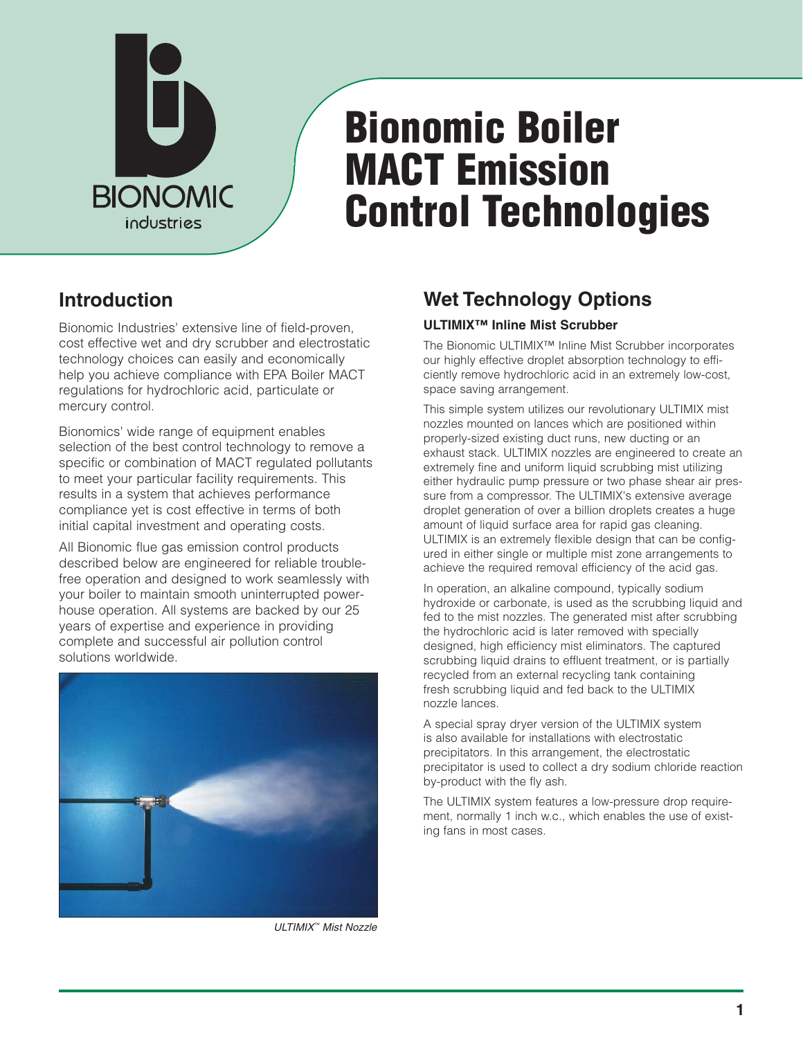BIONOMIC industries

# Bionomic Boiler MACT Emission Control Technologies

## Introduction

Bionomic Industries' extensive line of field-proven, cost effective wet and dry scrubber and electrostatic technology choices can easily and economically help you achieve compliance with EPA Boiler MACT regulations for hydrochloric acid, particulate or mercury control.

Bionomics' wide range of equipment enables selection of the best control technology to remove a specific or combination of MACT regulated pollutants to meet your particular facility requirements. This results in a system that achieves performance compliance yet is cost effective in terms of both initial capital investment and operating costs.

All Bionomic flue gas emission control products described below are engineered for reliable trouble-free operation and designed to work seamlessly with your boiler to maintain smooth uninterrupted power-house operation. All systems are backed by our 25 years of expertise and experience in providing complete and successful air pollution control solutions worldwide.

*ULTIMIX™ Mist Nozzle*

## Wet Technology Options

### ULTIMIX™ Inline Mist Scrubber

The Bionomic ULTIMIX™ Inline Mist Scrubber incorporates our highly effective droplet absorption technology to efficiently remove hydrochloric acid in an extremely low-cost, space saving arrangement.

This simple system utilizes our revolutionary ULTIMIX mist nozzles mounted on lances which are positioned within properly-sized existing duct runs, new ducting or an exhaust stack. ULTIMIX nozzles are engineered to create an extremely fine and uniform liquid scrubbing mist utilizing either hydraulic pump pressure or two phase shear air pressure from a compressor. The ULTIMIX's extensive average droplet generation of over a billion droplets creates a huge amount of liquid surface area for rapid gas cleaning. ULTIMIX is an extremely flexible design that can be configured in either single or multiple mist zone arrangements to achieve the required removal efficiency of the acid gas.

In operation, an alkaline compound, typically sodium hydroxide or carbonate, is used as the scrubbing liquid and fed to the mist nozzles. The generated mist after scrubbing the hydrochloric acid is later removed with specially designed, high efficiency mist eliminators. The captured scrubbing liquid drains to effluent treatment, or is partially recycled from an external recycling tank containing fresh scrubbing liquid and fed back to the ULTIMIX nozzle lances.

A special spray dryer version of the ULTIMIX system is also available for installations with electrostatic precipitators. In this arrangement, the electrostatic precipitator is used to collect a dry sodium chloride reaction by-product with the fly ash.

The ULTIMIX system features a low-pressure drop requirement, normally 1 inch w.c., which enables the use of existing fans in most cases.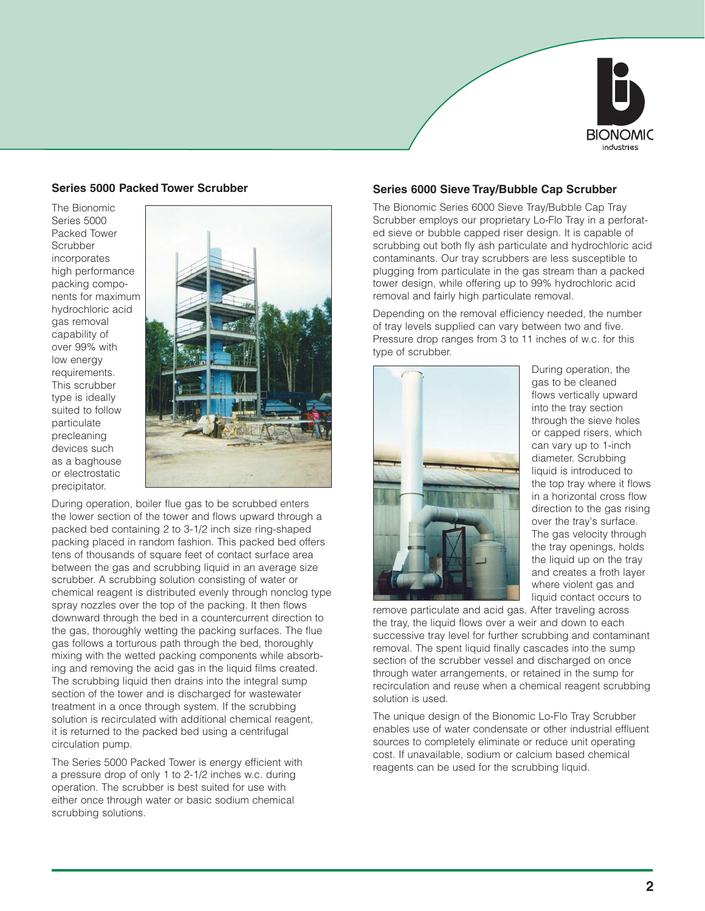## Series 5000 Packed Tower Scrubber

The Bionomic Series 5000 Packed Tower Scrubber incorporates high performance packing components for maximum hydrochloric acid gas removal capability of over 99% with low energy requirements. This scrubber type is ideally suited to follow particulate precleaning devices such as a baghouse or electrostatic precipitator.

During operation, boiler flue gas to be scrubbed enters the lower section of the tower and flows upward through a packed bed containing 2 to 3-1/2 inch size ring-shaped packing placed in random fashion. This packed bed offers tens of thousands of square feet of contact surface area between the gas and scrubbing liquid in an average size scrubber. A scrubbing solution consisting of water or chemical reagent is distributed evenly through nonclog type spray nozzles over the top of the packing. It then flows downward through the bed in a countercurrent direction to the gas, thoroughly wetting the packing surfaces. The flue gas follows a torturous path through the bed, thoroughly mixing with the wetted packing components while absorbing and removing the acid gas in the liquid films created. The scrubbing liquid then drains into the integral sump section of the tower and is discharged for wastewater treatment in a once through system. If the scrubbing solution is recirculated with additional chemical reagent, it is returned to the packed bed using a centrifugal circulation pump.

The Series 5000 Packed Tower is energy efficient with a pressure drop of only 1 to 2-1/2 inches w.c. during operation. The scrubber is best suited for use with either once through water or basic sodium chemical scrubbing solutions.

## Series 6000 Sieve Tray/Bubble Cap Scrubber

The Bionomic Series 6000 Sieve Tray/Bubble Cap Tray Scrubber employs our proprietary Lo-Flo Tray in a perforated sieve or bubble capped riser design. It is capable of scrubbing out both fly ash particulate and hydrochloric acid contaminants. Our tray scrubbers are less susceptible to plugging from particulate in the gas stream than a packed tower design, while offering up to 99% hydrochloric acid removal and fairly high particulate removal.

Depending on the removal efficiency needed, the number of tray levels supplied can vary between two and five. Pressure drop ranges from 3 to 11 inches of w.c. for this type of scrubber.

During operation, the gas to be cleaned flows vertically upward into the tray section through the sieve holes or capped risers, which can vary up to 1-inch diameter. Scrubbing liquid is introduced to the top tray where it flows in a horizontal cross flow direction to the gas rising over the tray's surface. The gas velocity through the tray openings, holds the liquid up on the tray and creates a froth layer where violent gas and liquid contact occurs to remove particulate and acid gas. After traveling across the tray, the liquid flows over a weir and down to each successive tray level for further scrubbing and contaminant removal. The spent liquid finally cascades into the sump section of the scrubber vessel and discharged on once through water arrangements, or retained in the sump for recirculation and reuse when a chemical reagent scrubbing solution is used.

The unique design of the Bionomic Lo-Flo Tray Scrubber enables use of water condensate or other industrial effluent sources to completely eliminate or reduce unit operating cost. If unavailable, sodium or calcium based chemical reagents can be used for the scrubbing liquid.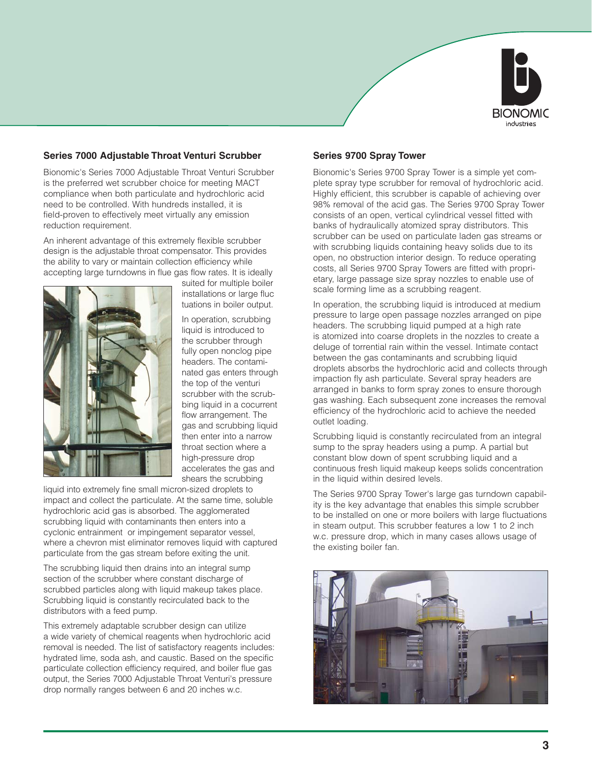## Series 7000 Adjustable Throat Venturi Scrubber

Bionomic's Series 7000 Adjustable Throat Venturi Scrubber is the preferred wet scrubber choice for meeting MACT compliance when both particulate and hydrochloric acid need to be controlled. With hundreds installed, it is field-proven to effectively meet virtually any emission reduction requirement.

An inherent advantage of this extremely flexible scrubber design is the adjustable throat compensator. This provides the ability to vary or maintain collection efficiency while accepting large turndowns in flue gas flow rates. It is ideally suited for multiple boiler installations or large fluctuations in boiler output.

In operation, scrubbing liquid is introduced to the scrubber through fully open nonclog pipe headers. The contaminated gas enters through the top of the venturi scrubber with the scrubbing liquid in a cocurrent flow arrangement. The gas and scrubbing liquid then enter into a narrow throat section where a high-pressure drop accelerates the gas and shears the scrubbing liquid into extremely fine small micron-sized droplets to impact and collect the particulate. At the same time, soluble hydrochloric acid gas is absorbed. The agglomerated scrubbing liquid with contaminants then enters into a cyclonic entrainment or impingement separator vessel, where a chevron mist eliminator removes liquid with captured particulate from the gas stream before exiting the unit.

The scrubbing liquid then drains into an integral sump section of the scrubber where constant discharge of scrubbed particles along with liquid makeup takes place. Scrubbing liquid is constantly recirculated back to the distributors with a feed pump.

This extremely adaptable scrubber design can utilize a wide variety of chemical reagents when hydrochloric acid removal is needed. The list of satisfactory reagents includes: hydrated lime, soda ash, and caustic. Based on the specific particulate collection efficiency required, and boiler flue gas output, the Series 7000 Adjustable Throat Venturi's pressure drop normally ranges between 6 and 20 inches w.c.

## Series 9700 Spray Tower

Bionomic's Series 9700 Spray Tower is a simple yet complete spray type scrubber for removal of hydrochloric acid. Highly efficient, this scrubber is capable of achieving over 98% removal of the acid gas. The Series 9700 Spray Tower consists of an open, vertical cylindrical vessel fitted with banks of hydraulically atomized spray distributors. This scrubber can be used on particulate laden gas streams or with scrubbing liquids containing heavy solids due to its open, no obstruction interior design. To reduce operating costs, all Series 9700 Spray Towers are fitted with proprietary, large passage size spray nozzles to enable use of scale forming lime as a scrubbing reagent.

In operation, the scrubbing liquid is introduced at medium pressure to large open passage nozzles arranged on pipe headers. The scrubbing liquid pumped at a high rate is atomized into coarse droplets in the nozzles to create a deluge of torrential rain within the vessel. Intimate contact between the gas contaminants and scrubbing liquid droplets absorbs the hydrochloric acid and collects through impaction fly ash particulate. Several spray headers are arranged in banks to form spray zones to ensure thorough gas washing. Each subsequent zone increases the removal efficiency of the hydrochloric acid to achieve the needed outlet loading.

Scrubbing liquid is constantly recirculated from an integral sump to the spray headers using a pump. A partial but constant blow down of spent scrubbing liquid and a continuous fresh liquid makeup keeps solids concentration in the liquid within desired levels.

The Series 9700 Spray Tower's large gas turndown capability is the key advantage that enables this simple scrubber to be installed on one or more boilers with large fluctuations in steam output. This scrubber features a low 1 to 2 inch w.c. pressure drop, which in many cases allows usage of the existing boiler fan.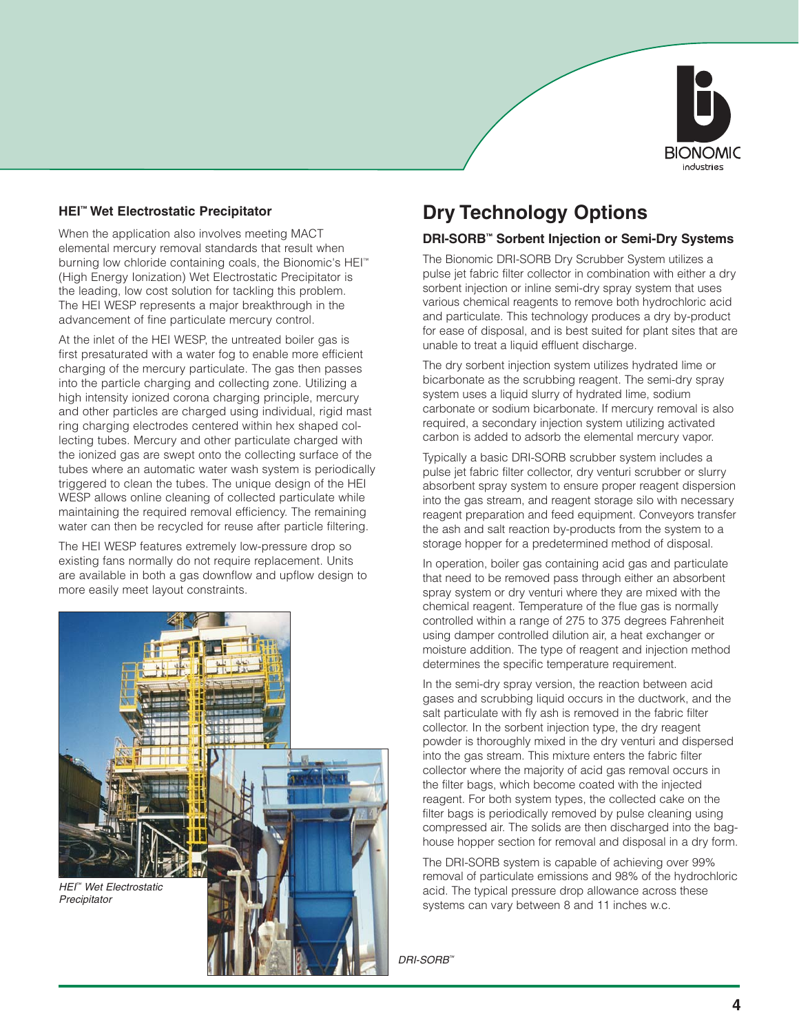### HEI™ Wet Electrostatic Precipitator

When the application also involves meeting MACT elemental mercury removal standards that result when burning low chloride containing coals, the Bionomic's HEI™ (High Energy Ionization) Wet Electrostatic Precipitator is the leading, low cost solution for tackling this problem. The HEI WESP represents a major breakthrough in the advancement of fine particulate mercury control.

At the inlet of the HEI WESP, the untreated boiler gas is first presaturated with a water fog to enable more efficient charging of the mercury particulate. The gas then passes into the particle charging and collecting zone. Utilizing a high intensity ionized corona charging principle, mercury and other particles are charged using individual, rigid mast ring charging electrodes centered within hex shaped collecting tubes. Mercury and other particulate charged with the ionized gas are swept onto the collecting surface of the tubes where an automatic water wash system is periodically triggered to clean the tubes. The unique design of the HEI WESP allows online cleaning of collected particulate while maintaining the required removal efficiency. The remaining water can then be recycled for reuse after particle filtering.

The HEI WESP features extremely low-pressure drop so existing fans normally do not require replacement. Units are available in both a gas downflow and upflow design to more easily meet layout constraints.

*HEI™ Wet Electrostatic Precipitator*

## Dry Technology Options

### DRI-SORB™ Sorbent Injection or Semi-Dry Systems

The Bionomic DRI-SORB Dry Scrubber System utilizes a pulse jet fabric filter collector in combination with either a dry sorbent injection or inline semi-dry spray system that uses various chemical reagents to remove both hydrochloric acid and particulate. This technology produces a dry by-product for ease of disposal, and is best suited for plant sites that are unable to treat a liquid effluent discharge.

The dry sorbent injection system utilizes hydrated lime or bicarbonate as the scrubbing reagent. The semi-dry spray system uses a liquid slurry of hydrated lime, sodium carbonate or sodium bicarbonate. If mercury removal is also required, a secondary injection system utilizing activated carbon is added to adsorb the elemental mercury vapor.

Typically a basic DRI-SORB scrubber system includes a pulse jet fabric filter collector, dry venturi scrubber or slurry absorbent spray system to ensure proper reagent dispersion into the gas stream, and reagent storage silo with necessary reagent preparation and feed equipment. Conveyors transfer the ash and salt reaction by-products from the system to a storage hopper for a predetermined method of disposal.

In operation, boiler gas containing acid gas and particulate that need to be removed pass through either an absorbent spray system or dry venturi where they are mixed with the chemical reagent. Temperature of the flue gas is normally controlled within a range of 275 to 375 degrees Fahrenheit using damper controlled dilution air, a heat exchanger or moisture addition. The type of reagent and injection method determines the specific temperature requirement.

In the semi-dry spray version, the reaction between acid gases and scrubbing liquid occurs in the ductwork, and the salt particulate with fly ash is removed in the fabric filter collector. In the sorbent injection type, the dry reagent powder is thoroughly mixed in the dry venturi and dispersed into the gas stream. This mixture enters the fabric filter collector where the majority of acid gas removal occurs in the filter bags, which become coated with the injected reagent. For both system types, the collected cake on the filter bags is periodically removed by pulse cleaning using compressed air. The solids are then discharged into the baghouse hopper section for removal and disposal in a dry form.

The DRI-SORB system is capable of achieving over 99% removal of particulate emissions and 98% of the hydrochloric acid. The typical pressure drop allowance across these systems can vary between 8 and 11 inches w.c.

*DRI-SORB™*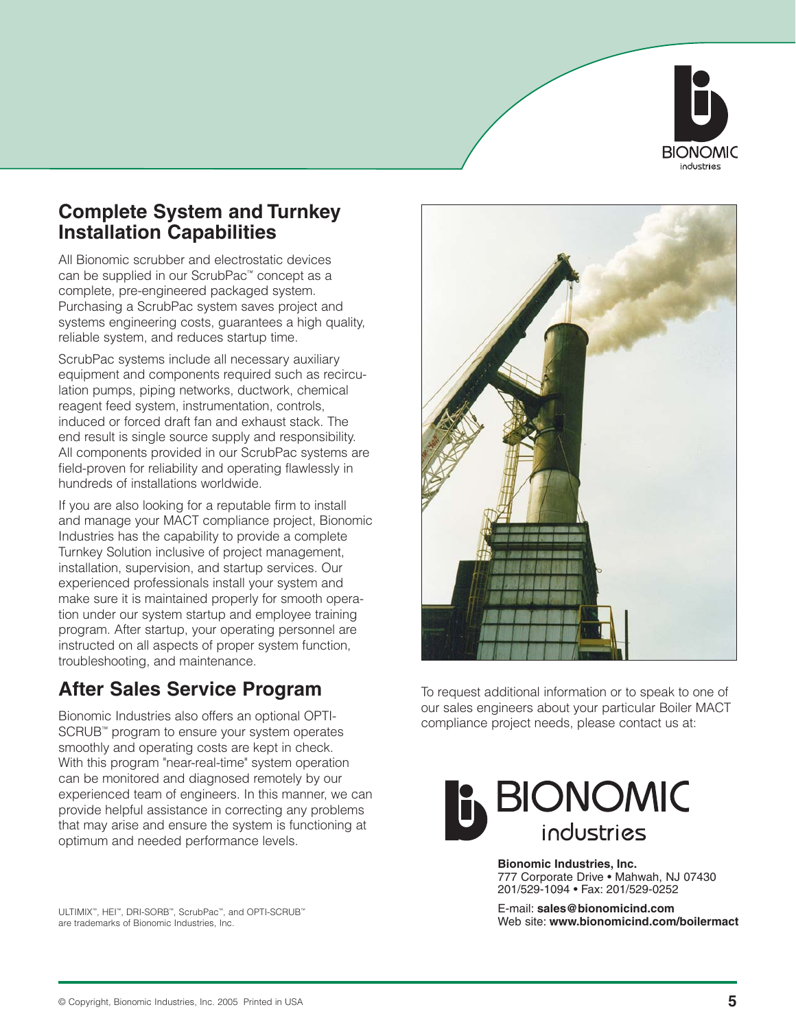## Complete System and Turnkey Installation Capabilities

All Bionomic scrubber and electrostatic devices can be supplied in our ScrubPac™ concept as a complete, pre-engineered packaged system. Purchasing a ScrubPac system saves project and systems engineering costs, guarantees a high quality, reliable system, and reduces startup time.

ScrubPac systems include all necessary auxiliary equipment and components required such as recirculation pumps, piping networks, ductwork, chemical reagent feed system, instrumentation, controls, induced or forced draft fan and exhaust stack. The end result is single source supply and responsibility. All components provided in our ScrubPac systems are field-proven for reliability and operating flawlessly in hundreds of installations worldwide.

If you are also looking for a reputable firm to install and manage your MACT compliance project, Bionomic Industries has the capability to provide a complete Turnkey Solution inclusive of project management, installation, supervision, and startup services. Our experienced professionals install your system and make sure it is maintained properly for smooth operation under our system startup and employee training program. After startup, your operating personnel are instructed on all aspects of proper system function, troubleshooting, and maintenance.

## After Sales Service Program

Bionomic Industries also offers an optional OPTI-SCRUB™ program to ensure your system operates smoothly and operating costs are kept in check. With this program "near-real-time" system operation can be monitored and diagnosed remotely by our experienced team of engineers. In this manner, we can provide helpful assistance in correcting any problems that may arise and ensure the system is functioning at optimum and needed performance levels.

ULTIMIX™, HEI™, DRI-SORB™, ScrubPac™, and OPTI-SCRUB™ are trademarks of Bionomic Industries, Inc.

To request additional information or to speak to one of our sales engineers about your particular Boiler MACT compliance project needs, please contact us at:

BIONOMIC industries

**Bionomic Industries, Inc.**
777 Corporate Drive • Mahwah, NJ 07430
201/529-1094 • Fax: 201/529-0252

E-mail: **sales@bionomicind.com**
Web site: **www.bionomicind.com/boilermact**

© Copyright, Bionomic Industries, Inc. 2005 Printed in USA